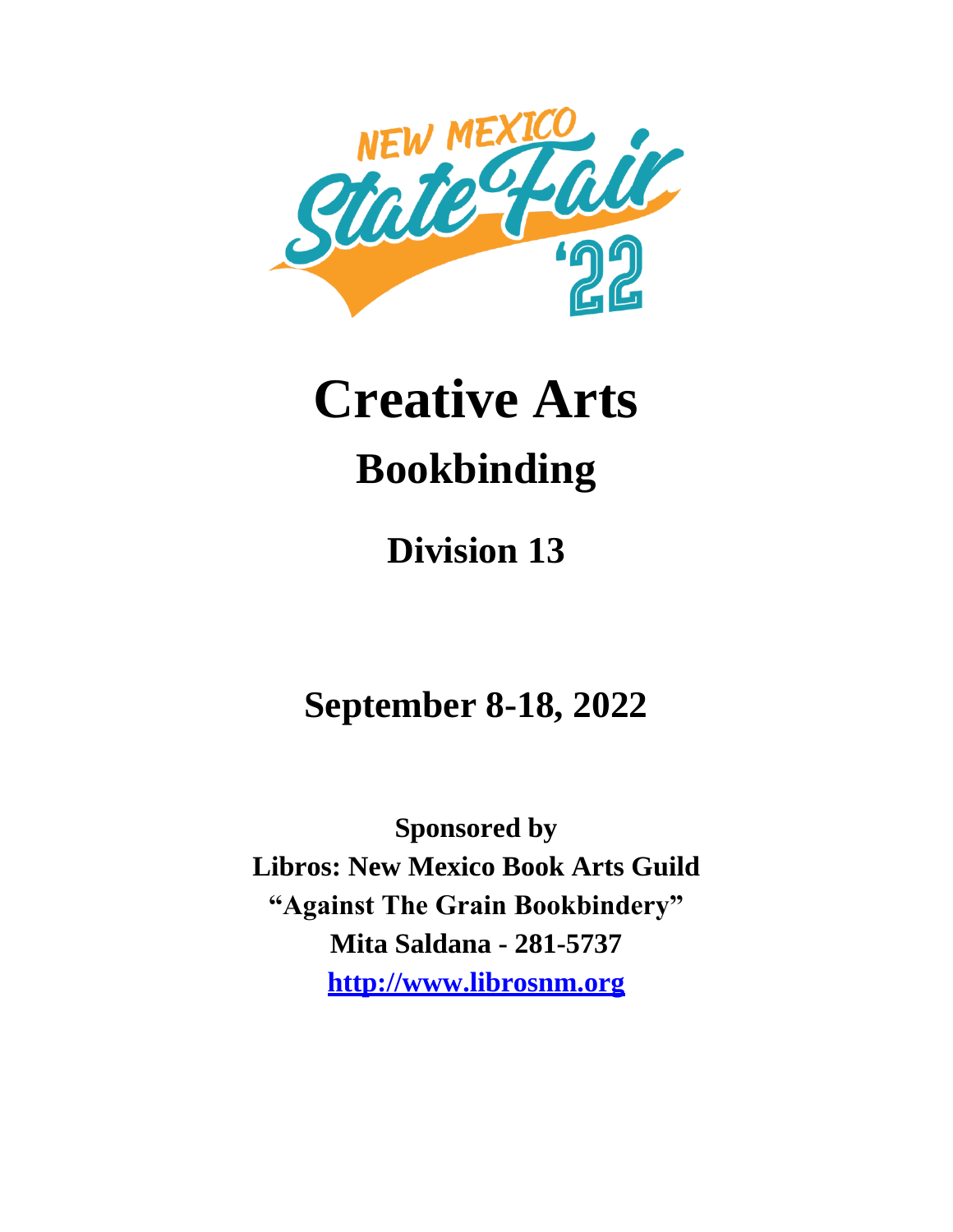NEW MEXICO State Fair '22

# Creative Arts

## Bookbinding

### Division 13

### September 8-18, 2022

**Sponsored by**
**Libros: New Mexico Book Arts Guild**
**"Against The Grain Bookbindery"**
**Mita Saldana - 281-5737**
**http://www.librosnm.org**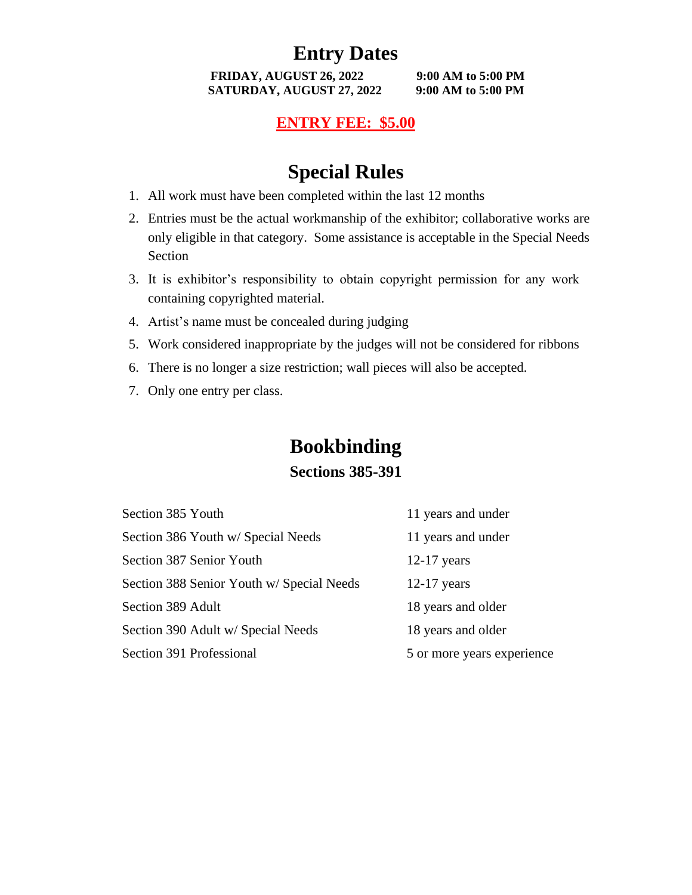# Entry Dates

**FRIDAY, AUGUST 26, 2022 9:00 AM to 5:00 PM**
**SATURDAY, AUGUST 27, 2022 9:00 AM to 5:00 PM**

**ENTRY FEE: $5.00**

# Special Rules

1. All work must have been completed within the last 12 months
2. Entries must be the actual workmanship of the exhibitor; collaborative works are only eligible in that category. Some assistance is acceptable in the Special Needs Section
3. It is exhibitor's responsibility to obtain copyright permission for any work containing copyrighted material.
4. Artist's name must be concealed during judging
5. Work considered inappropriate by the judges will not be considered for ribbons
6. There is no longer a size restriction; wall pieces will also be accepted.
7. Only one entry per class.

# Bookbinding

## Sections 385-391

| | |
|---|---|
| Section 385 Youth | 11 years and under |
| Section 386 Youth w/ Special Needs | 11 years and under |
| Section 387 Senior Youth | 12-17 years |
| Section 388 Senior Youth w/ Special Needs | 12-17 years |
| Section 389 Adult | 18 years and older |
| Section 390 Adult w/ Special Needs | 18 years and older |
| Section 391 Professional | 5 or more years experience |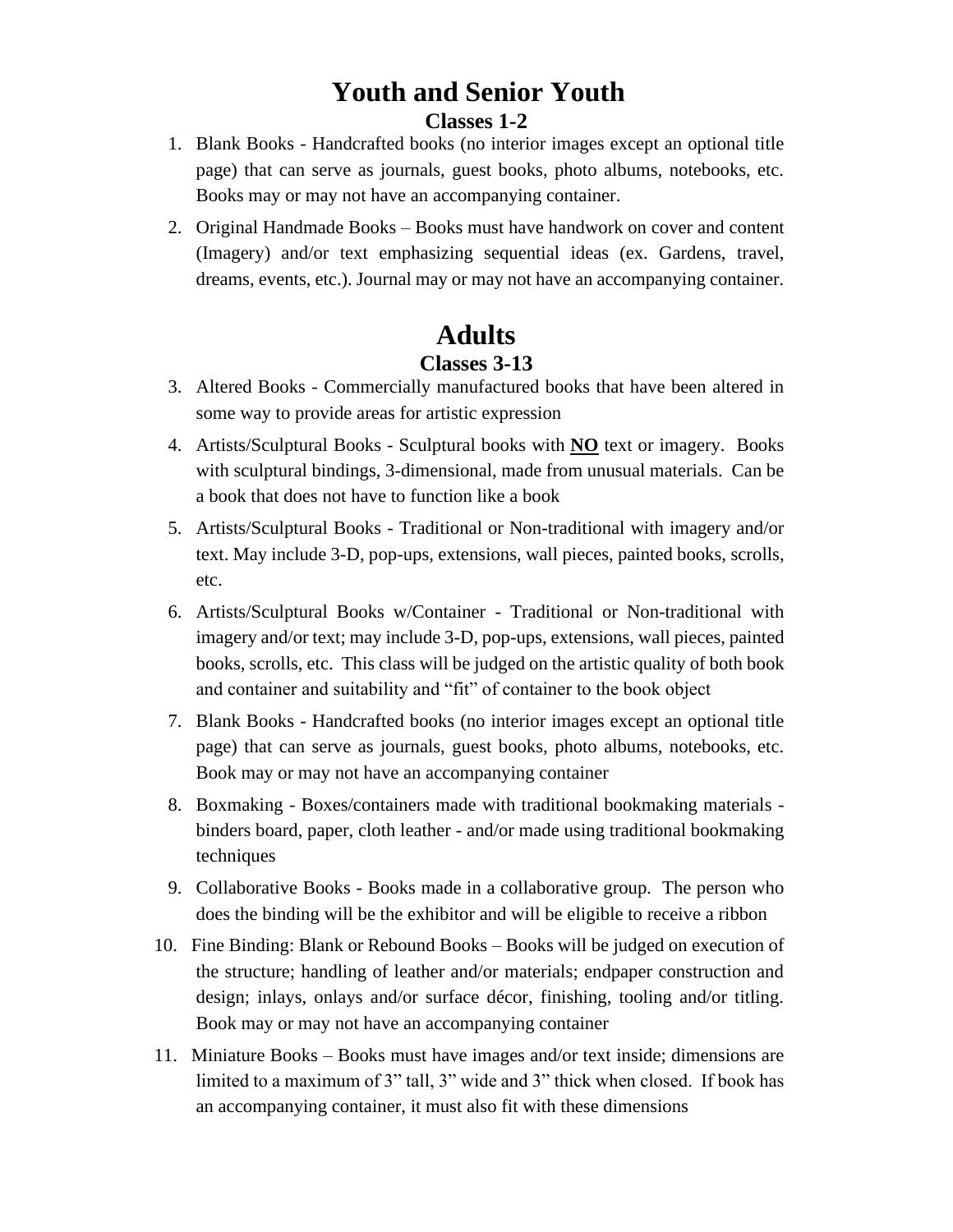# Youth and Senior Youth

## Classes 1-2

1. Blank Books - Handcrafted books (no interior images except an optional title page) that can serve as journals, guest books, photo albums, notebooks, etc. Books may or may not have an accompanying container.
2. Original Handmade Books – Books must have handwork on cover and content (Imagery) and/or text emphasizing sequential ideas (ex. Gardens, travel, dreams, events, etc.). Journal may or may not have an accompanying container.

# Adults

## Classes 3-13

3. Altered Books - Commercially manufactured books that have been altered in some way to provide areas for artistic expression
4. Artists/Sculptural Books - Sculptural books with **<u>NO</u>** text or imagery. Books with sculptural bindings, 3-dimensional, made from unusual materials. Can be a book that does not have to function like a book
5. Artists/Sculptural Books - Traditional or Non-traditional with imagery and/or text. May include 3-D, pop-ups, extensions, wall pieces, painted books, scrolls, etc.
6. Artists/Sculptural Books w/Container - Traditional or Non-traditional with imagery and/or text; may include 3-D, pop-ups, extensions, wall pieces, painted books, scrolls, etc. This class will be judged on the artistic quality of both book and container and suitability and "fit" of container to the book object
7. Blank Books - Handcrafted books (no interior images except an optional title page) that can serve as journals, guest books, photo albums, notebooks, etc. Book may or may not have an accompanying container
8. Boxmaking - Boxes/containers made with traditional bookmaking materials - binders board, paper, cloth leather - and/or made using traditional bookmaking techniques
9. Collaborative Books - Books made in a collaborative group. The person who does the binding will be the exhibitor and will be eligible to receive a ribbon
10. Fine Binding: Blank or Rebound Books – Books will be judged on execution of the structure; handling of leather and/or materials; endpaper construction and design; inlays, onlays and/or surface décor, finishing, tooling and/or titling. Book may or may not have an accompanying container
11. Miniature Books – Books must have images and/or text inside; dimensions are limited to a maximum of 3" tall, 3" wide and 3" thick when closed. If book has an accompanying container, it must also fit with these dimensions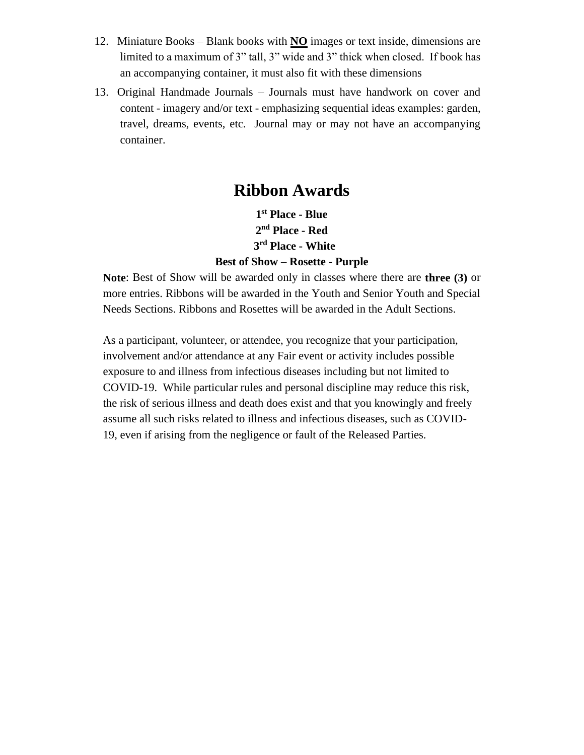12. Miniature Books – Blank books with **NO** images or text inside, dimensions are limited to a maximum of 3” tall, 3” wide and 3” thick when closed. If book has an accompanying container, it must also fit with these dimensions
13. Original Handmade Journals – Journals must have handwork on cover and content - imagery and/or text - emphasizing sequential ideas examples: garden, travel, dreams, events, etc. Journal may or may not have an accompanying container.

# Ribbon Awards

**1st Place - Blue**
**2nd Place - Red**
**3rd Place - White**
**Best of Show – Rosette - Purple**

**Note**: Best of Show will be awarded only in classes where there are **three (3)** or more entries. Ribbons will be awarded in the Youth and Senior Youth and Special Needs Sections. Ribbons and Rosettes will be awarded in the Adult Sections.

As a participant, volunteer, or attendee, you recognize that your participation, involvement and/or attendance at any Fair event or activity includes possible exposure to and illness from infectious diseases including but not limited to COVID-19. While particular rules and personal discipline may reduce this risk, the risk of serious illness and death does exist and that you knowingly and freely assume all such risks related to illness and infectious diseases, such as COVID-19, even if arising from the negligence or fault of the Released Parties.